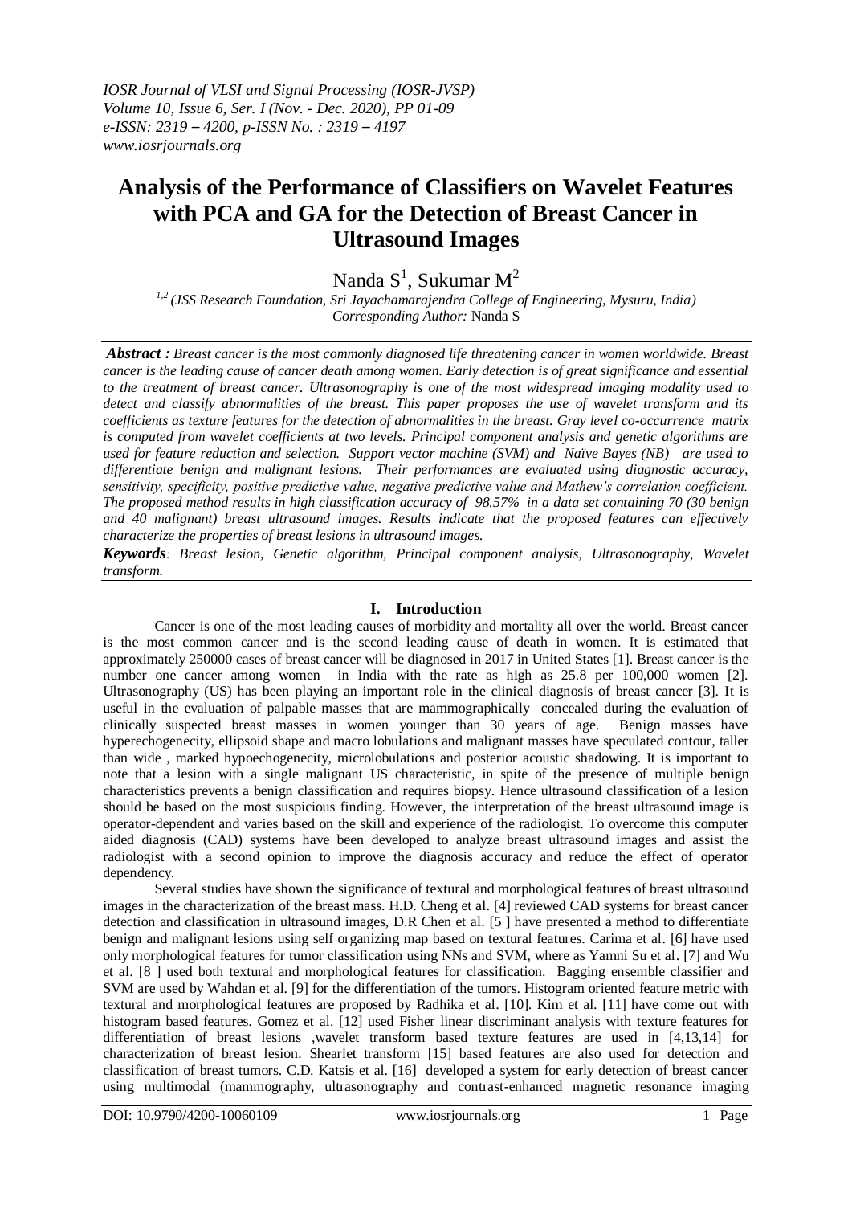# Analysis of the Performance of Classifiers on Wavelet Features with PCA and GA for the Detection of Breast Cancer in Ultrasound Images

Nanda S[1], Sukumar M[2]

*[1,2] (JSS Research Foundation, Sri Jayachamarajendra College of Engineering, Mysuru, India)*
*Corresponding Author:* Nanda S

***Abstract :*** *Breast cancer is the most commonly diagnosed life threatening cancer in women worldwide. Breast cancer is the leading cause of cancer death among women. Early detection is of great significance and essential to the treatment of breast cancer. Ultrasonography is one of the most widespread imaging modality used to detect and classify abnormalities of the breast. This paper proposes the use of wavelet transform and its coefficients as texture features for the detection of abnormalities in the breast. Gray level co-occurrence matrix is computed from wavelet coefficients at two levels. Principal component analysis and genetic algorithms are used for feature reduction and selection. Support vector machine (SVM) and Naïve Bayes (NB) are used to differentiate benign and malignant lesions. Their performances are evaluated using diagnostic accuracy, sensitivity, specificity, positive predictive value, negative predictive value and Mathew's correlation coefficient. The proposed method results in high classification accuracy of 98.57% in a data set containing 70 (30 benign and 40 malignant) breast ultrasound images. Results indicate that the proposed features can effectively characterize the properties of breast lesions in ultrasound images.*

***Keywords****: Breast lesion, Genetic algorithm, Principal component analysis, Ultrasonography, Wavelet transform.*

## I. Introduction

Cancer is one of the most leading causes of morbidity and mortality all over the world. Breast cancer is the most common cancer and is the second leading cause of death in women. It is estimated that approximately 250000 cases of breast cancer will be diagnosed in 2017 in United States [1]. Breast cancer is the number one cancer among women in India with the rate as high as 25.8 per 100,000 women [2]. Ultrasonography (US) has been playing an important role in the clinical diagnosis of breast cancer [3]. It is useful in the evaluation of palpable masses that are mammographically concealed during the evaluation of clinically suspected breast masses in women younger than 30 years of age. Benign masses have hyperechogenecity, ellipsoid shape and macro lobulations and malignant masses have speculated contour, taller than wide , marked hypoechogenecity, microlobulations and posterior acoustic shadowing. It is important to note that a lesion with a single malignant US characteristic, in spite of the presence of multiple benign characteristics prevents a benign classification and requires biopsy. Hence ultrasound classification of a lesion should be based on the most suspicious finding. However, the interpretation of the breast ultrasound image is operator-dependent and varies based on the skill and experience of the radiologist. To overcome this computer aided diagnosis (CAD) systems have been developed to analyze breast ultrasound images and assist the radiologist with a second opinion to improve the diagnosis accuracy and reduce the effect of operator dependency.

Several studies have shown the significance of textural and morphological features of breast ultrasound images in the characterization of the breast mass. H.D. Cheng et al. [4] reviewed CAD systems for breast cancer detection and classification in ultrasound images, D.R Chen et al. [5 ] have presented a method to differentiate benign and malignant lesions using self organizing map based on textural features. Carima et al. [6] have used only morphological features for tumor classification using NNs and SVM, where as Yamni Su et al. [7] and Wu et al. [8 ] used both textural and morphological features for classification. Bagging ensemble classifier and SVM are used by Wahdan et al. [9] for the differentiation of the tumors. Histogram oriented feature metric with textural and morphological features are proposed by Radhika et al. [10]. Kim et al. [11] have come out with histogram based features. Gomez et al. [12] used Fisher linear discriminant analysis with texture features for differentiation of breast lesions ,wavelet transform based texture features are used in [4,13,14] for characterization of breast lesion. Shearlet transform [15] based features are also used for detection and classification of breast tumors. C.D. Katsis et al. [16] developed a system for early detection of breast cancer using multimodal (mammography, ultrasonography and contrast-enhanced magnetic resonance imaging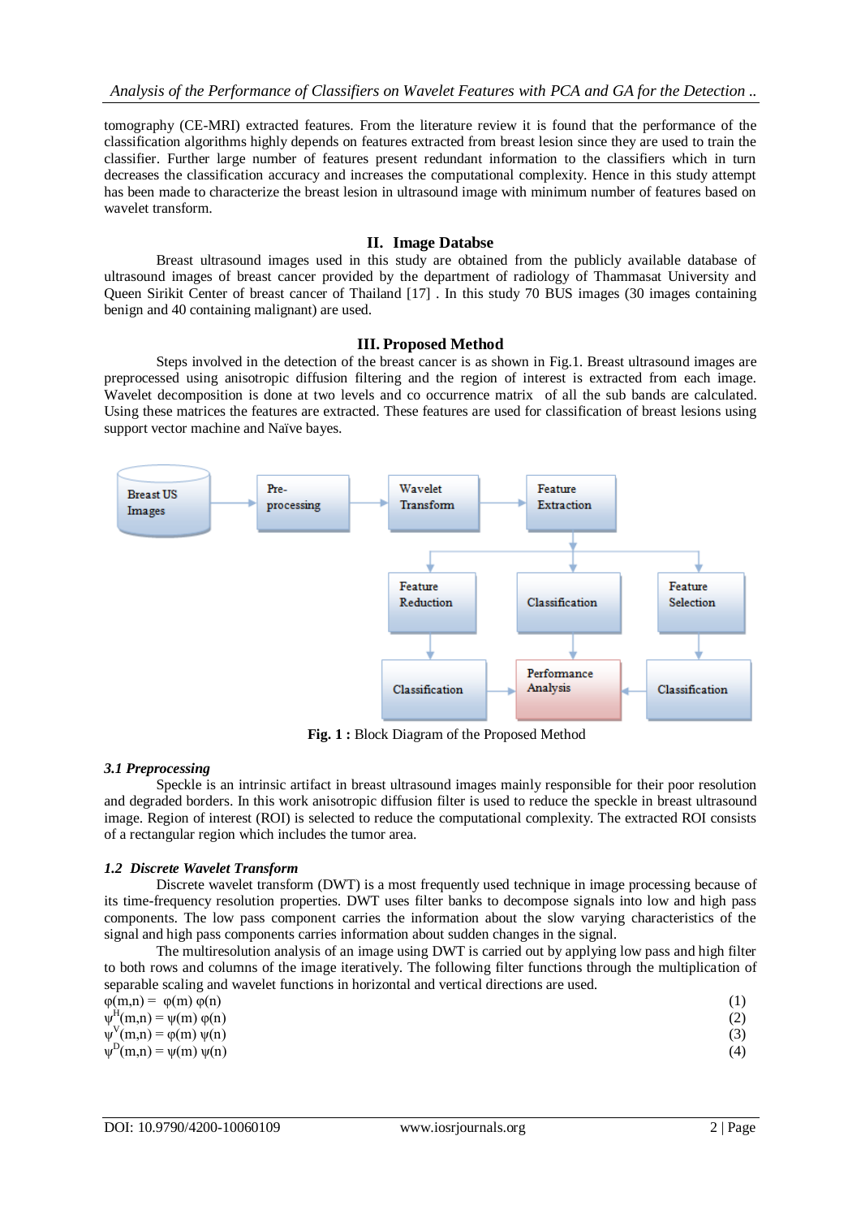tomography (CE-MRI) extracted features. From the literature review it is found that the performance of the classification algorithms highly depends on features extracted from breast lesion since they are used to train the classifier. Further large number of features present redundant information to the classifiers which in turn decreases the classification accuracy and increases the computational complexity. Hence in this study attempt has been made to characterize the breast lesion in ultrasound image with minimum number of features based on wavelet transform.

## II. Image Databse

Breast ultrasound images used in this study are obtained from the publicly available database of ultrasound images of breast cancer provided by the department of radiology of Thammasat University and Queen Sirikit Center of breast cancer of Thailand [17] . In this study 70 BUS images (30 images containing benign and 40 containing malignant) are used.

## III. Proposed Method

Steps involved in the detection of the breast cancer is as shown in Fig.1. Breast ultrasound images are preprocessed using anisotropic diffusion filtering and the region of interest is extracted from each image. Wavelet decomposition is done at two levels and co occurrence matrix of all the sub bands are calculated. Using these matrices the features are extracted. These features are used for classification of breast lesions using support vector machine and Naïve bayes.

**Fig. 1 :** Block Diagram of the Proposed Method

### *3.1 Preprocessing*

Speckle is an intrinsic artifact in breast ultrasound images mainly responsible for their poor resolution and degraded borders. In this work anisotropic diffusion filter is used to reduce the speckle in breast ultrasound image. Region of interest (ROI) is selected to reduce the computational complexity. The extracted ROI consists of a rectangular region which includes the tumor area.

### *1.2 Discrete Wavelet Transform*

Discrete wavelet transform (DWT) is a most frequently used technique in image processing because of its time-frequency resolution properties. DWT uses filter banks to decompose signals into low and high pass components. The low pass component carries the information about the slow varying characteristics of the signal and high pass components carries information about sudden changes in the signal.

The multiresolution analysis of an image using DWT is carried out by applying low pass and high filter to both rows and columns of the image iteratively. The following filter functions through the multiplication of separable scaling and wavelet functions in horizontal and vertical directions are used.

$$\varphi(m,n) = \varphi(m)\,\varphi(n) \tag{1}$$

$$\psi^{H}(m,n) = \psi(m)\,\varphi(n) \tag{2}$$

$$\psi^{V}(m,n) = \varphi(m)\,\psi(n) \tag{3}$$

$$\psi^{D}(m,n) = \psi(m)\,\psi(n) \tag{4}$$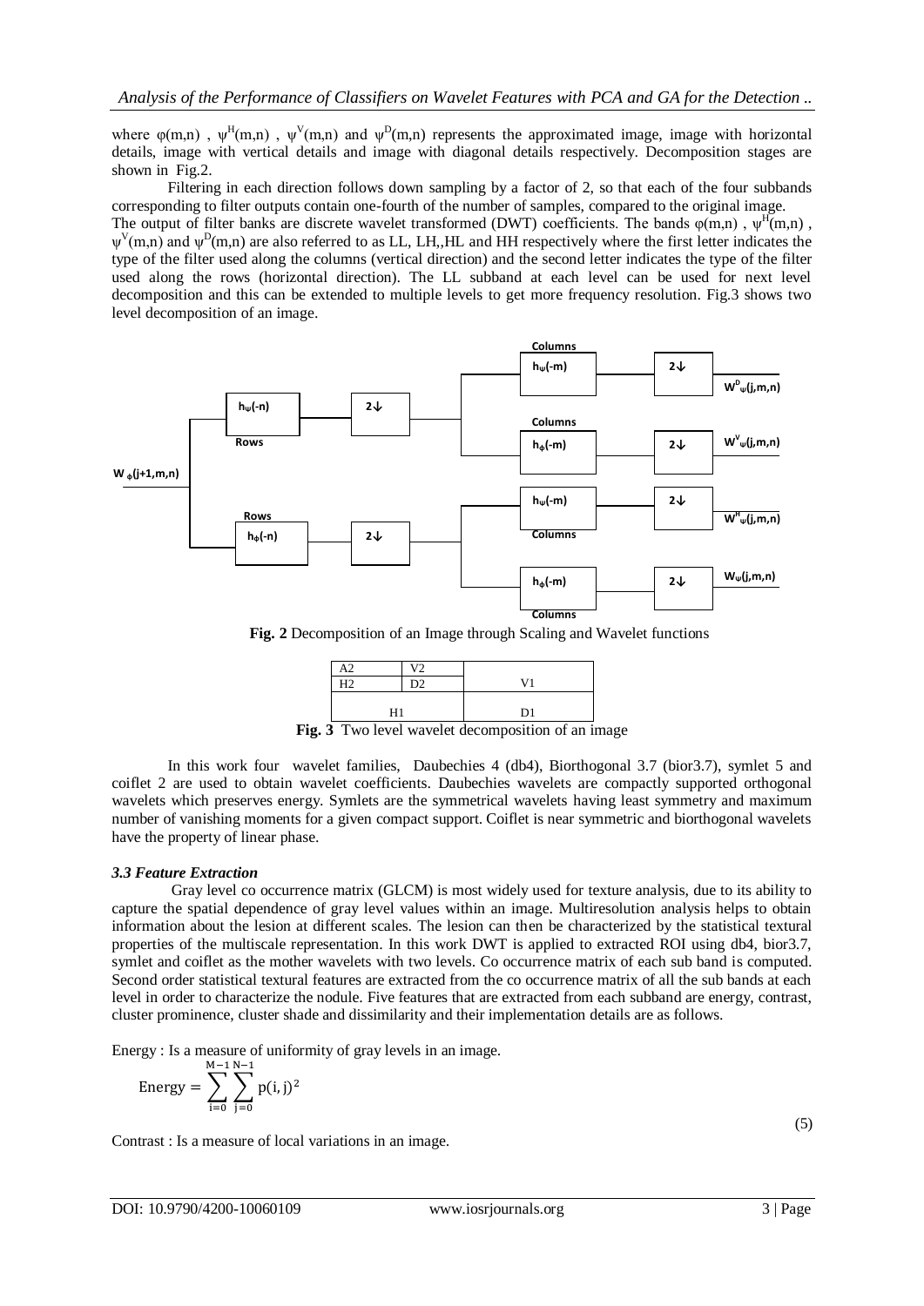where $\varphi(m,n)$ , $\psi^H(m,n)$ , $\psi^V(m,n)$ and $\psi^D(m,n)$ represents the approximated image, image with horizontal details, image with vertical details and image with diagonal details respectively. Decomposition stages are shown in Fig.2.

Filtering in each direction follows down sampling by a factor of 2, so that each of the four subbands corresponding to filter outputs contain one-fourth of the number of samples, compared to the original image. The output of filter banks are discrete wavelet transformed (DWT) coefficients. The bands $\varphi(m,n)$ , $\psi^H(m,n)$ , $\psi^V(m,n)$ and $\psi^D(m,n)$ are also referred to as LL, LH,,HL and HH respectively where the first letter indicates the type of the filter used along the columns (vertical direction) and the second letter indicates the type of the filter used along the rows (horizontal direction). The LL subband at each level can be used for next level decomposition and this can be extended to multiple levels to get more frequency resolution. Fig.3 shows two level decomposition of an image.

**Fig. 2** Decomposition of an Image through Scaling and Wavelet functions

| A2 | V2 | V1 |
|---|---|---|
| H2 | D2 | |
| H1 | | D1 |

**Fig. 3** Two level wavelet decomposition of an image

In this work four wavelet families, Daubechies 4 (db4), Biorthogonal 3.7 (bior3.7), symlet 5 and coiflet 2 are used to obtain wavelet coefficients. Daubechies wavelets are compactly supported orthogonal wavelets which preserves energy. Symlets are the symmetrical wavelets having least symmetry and maximum number of vanishing moments for a given compact support. Coiflet is near symmetric and biorthogonal wavelets have the property of linear phase.

### *3.3 Feature Extraction*

Gray level co occurrence matrix (GLCM) is most widely used for texture analysis, due to its ability to capture the spatial dependence of gray level values within an image. Multiresolution analysis helps to obtain information about the lesion at different scales. The lesion can then be characterized by the statistical textural properties of the multiscale representation. In this work DWT is applied to extracted ROI using db4, bior3.7, symlet and coiflet as the mother wavelets with two levels. Co occurrence matrix of each sub band is computed. Second order statistical textural features are extracted from the co occurrence matrix of all the sub bands at each level in order to characterize the nodule. Five features that are extracted from each subband are energy, contrast, cluster prominence, cluster shade and dissimilarity and their implementation details are as follows.

Energy : Is a measure of uniformity of gray levels in an image.

$$\text{Energy} = \sum_{i=0}^{M-1}\sum_{j=0}^{N-1} p(i,j)^2 \tag{5}$$

Contrast : Is a measure of local variations in an image.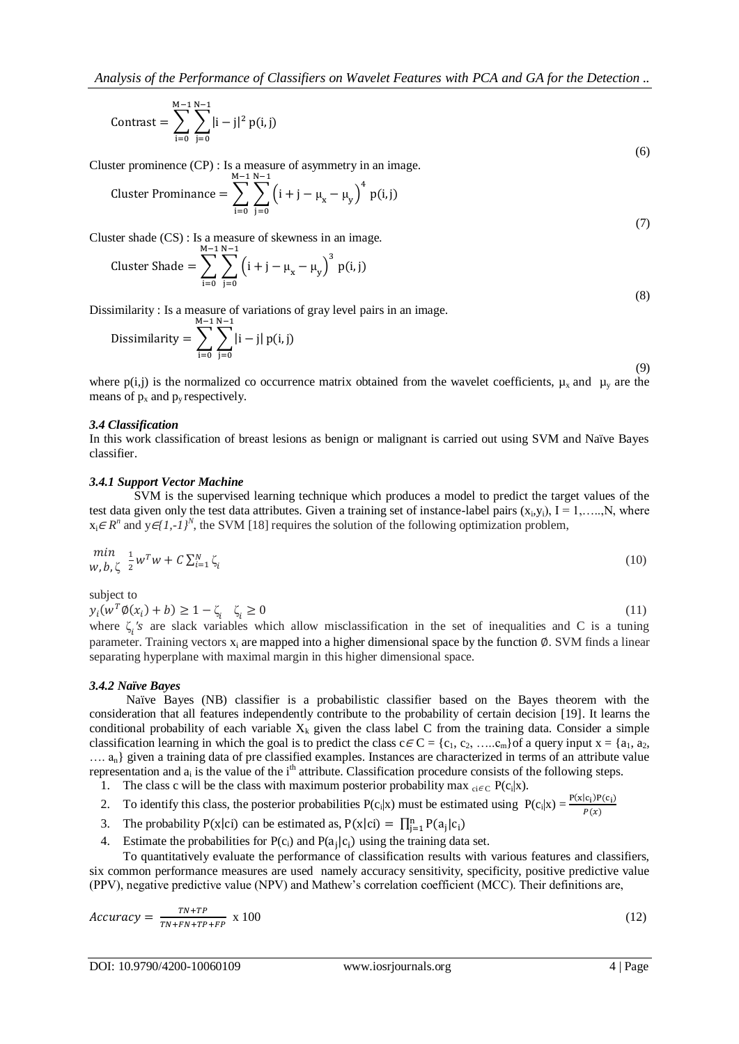$$\text{Contrast} = \sum_{i=0}^{M-1}\sum_{j=0}^{N-1} |i-j|^2\, p(i,j) \tag{6}$$

Cluster prominence (CP) : Is a measure of asymmetry in an image.

$$\text{Cluster Prominance} = \sum_{i=0}^{M-1}\sum_{j=0}^{N-1} \left(i+j-\mu_x-\mu_y\right)^4 p(i,j) \tag{7}$$

Cluster shade (CS) : Is a measure of skewness in an image.

$$\text{Cluster Shade} = \sum_{i=0}^{M-1}\sum_{j=0}^{N-1} \left(i+j-\mu_x-\mu_y\right)^3 p(i,j) \tag{8}$$

Dissimilarity : Is a measure of variations of gray level pairs in an image.

$$\text{Dissimilarity} = \sum_{i=0}^{M-1}\sum_{j=0}^{N-1} |i-j|\, p(i,j) \tag{9}$$

where p(i,j) is the normalized co occurrence matrix obtained from the wavelet coefficients, $\mu_x$ and $\mu_y$ are the means of $p_x$ and $p_y$ respectively.

### *3.4 Classification*

In this work classification of breast lesions as benign or malignant is carried out using SVM and Naïve Bayes classifier.

#### *3.4.1 Support Vector Machine*

SVM is the supervised learning technique which produces a model to predict the target values of the test data given only the test data attributes. Given a training set of instance-label pairs $(x_i,y_i)$, I = 1,…..,N, where $x_i \in R^n$ and $y \in \{1,-1\}^N$, the SVM [18] requires the solution of the following optimization problem,

$$\min_{w,b,\zeta} \ \frac{1}{2} w^T w + C \sum_{i=1}^{N} \zeta_i \tag{10}$$

subject to

$$y_i(w^T \emptyset(x_i) + b) \geq 1 - \zeta_i \quad \zeta_i \geq 0 \tag{11}$$

where $\zeta_i$'s are slack variables which allow misclassification in the set of inequalities and C is a tuning parameter. Training vectors $x_i$ are mapped into a higher dimensional space by the function $\emptyset$. SVM finds a linear separating hyperplane with maximal margin in this higher dimensional space.

#### *3.4.2 Naïve Bayes*

Naïve Bayes (NB) classifier is a probabilistic classifier based on the Bayes theorem with the consideration that all features independently contribute to the probability of certain decision [19]. It learns the conditional probability of each variable $X_k$ given the class label C from the training data. Consider a simple classification learning in which the goal is to predict the class $c \in C = \{c_1, c_2, \ldots c_m\}$ of a query input $x = \{a_1, a_2, \ldots a_n\}$ given a training data of pre classified examples. Instances are characterized in terms of an attribute value representation and $a_i$ is the value of the i[th] attribute. Classification procedure consists of the following steps.

1. The class c will be the class with maximum posterior probability $\max_{c_i \in C} P(c_i|x)$.
2. To identify this class, the posterior probabilities $P(c_i|x)$ must be estimated using $P(c_i|x) = \frac{P(x|c_i)P(c_i)}{P(x)}$
3. The probability $P(x|c_i)$ can be estimated as, $P(x|c_i) = \prod_{j=1}^{n} P(a_j|c_i)$
4. Estimate the probabilities for $P(c_i)$ and $P(a_j|c_i)$ using the training data set.

To quantitatively evaluate the performance of classification results with various features and classifiers, six common performance measures are used namely accuracy sensitivity, specificity, positive predictive value (PPV), negative predictive value (NPV) and Mathew's correlation coefficient (MCC). Their definitions are,

$$Accuracy = \frac{TN+TP}{TN+FN+TP+FP} \times 100 \tag{12}$$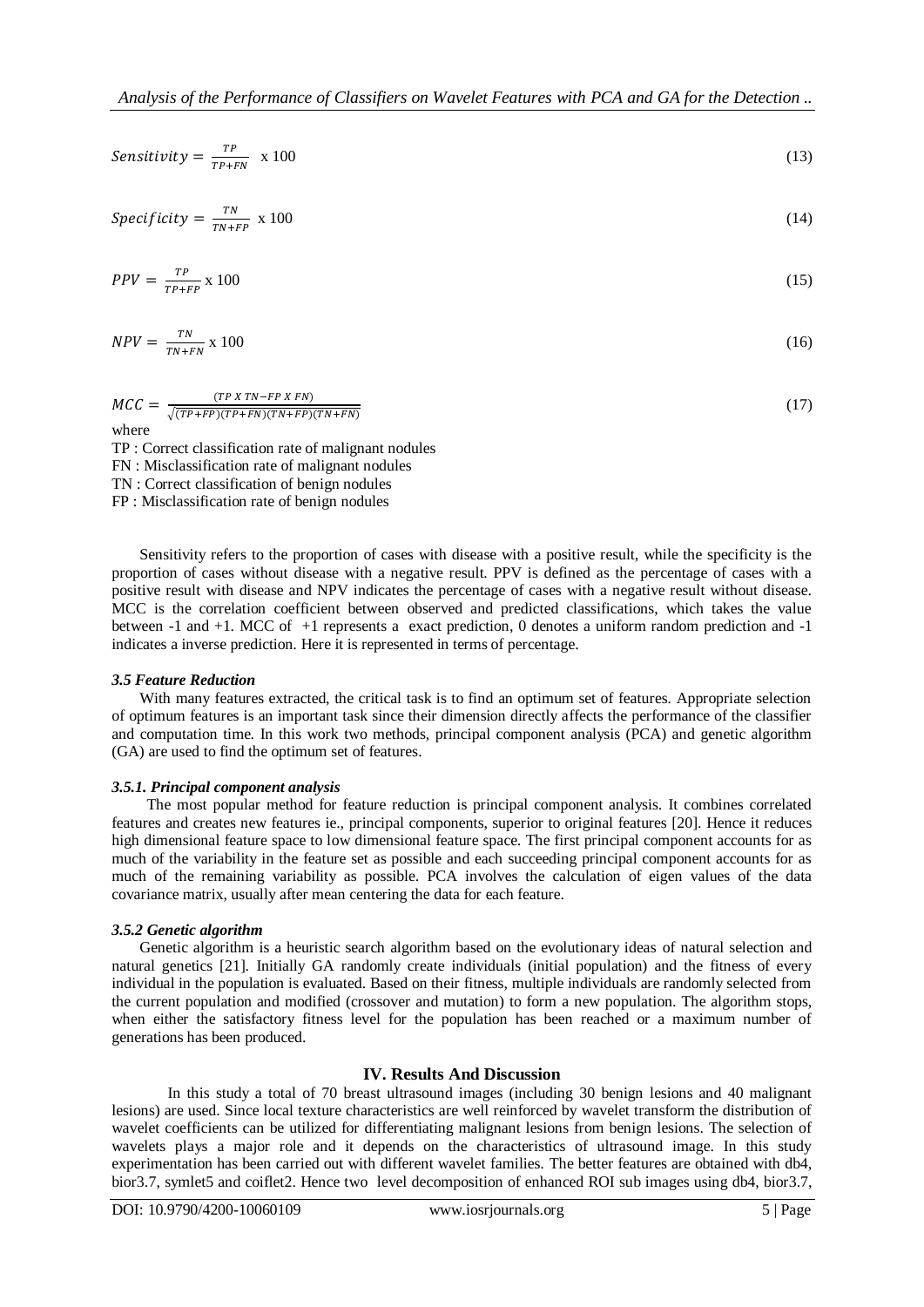$$Sensitivity = \frac{TP}{TP+FN} \text{ x } 100 \tag{13}$$

$$Specificity = \frac{TN}{TN+FP} \text{ x } 100 \tag{14}$$

$$PPV = \frac{TP}{TP+FP} \text{ x } 100 \tag{15}$$

$$NPV = \frac{TN}{TN+FN} \text{ x } 100 \tag{16}$$

$$MCC = \frac{(TP \text{ X } TN - FP \text{ X } FN)}{\sqrt{(TP+FP)(TP+FN)(TN+FP)(TN+FN)}} \tag{17}$$

where

TP : Correct classification rate of malignant nodules
FN : Misclassification rate of malignant nodules
TN : Correct classification of benign nodules
FP : Misclassification rate of benign nodules

Sensitivity refers to the proportion of cases with disease with a positive result, while the specificity is the proportion of cases without disease with a negative result. PPV is defined as the percentage of cases with a positive result with disease and NPV indicates the percentage of cases with a negative result without disease. MCC is the correlation coefficient between observed and predicted classifications, which takes the value between -1 and +1. MCC of +1 represents a exact prediction, 0 denotes a uniform random prediction and -1 indicates a inverse prediction. Here it is represented in terms of percentage.

### *3.5 Feature Reduction*

With many features extracted, the critical task is to find an optimum set of features. Appropriate selection of optimum features is an important task since their dimension directly affects the performance of the classifier and computation time. In this work two methods, principal component analysis (PCA) and genetic algorithm (GA) are used to find the optimum set of features.

#### *3.5.1. Principal component analysis*

The most popular method for feature reduction is principal component analysis. It combines correlated features and creates new features ie., principal components, superior to original features [20]. Hence it reduces high dimensional feature space to low dimensional feature space. The first principal component accounts for as much of the variability in the feature set as possible and each succeeding principal component accounts for as much of the remaining variability as possible. PCA involves the calculation of eigen values of the data covariance matrix, usually after mean centering the data for each feature.

#### *3.5.2 Genetic algorithm*

Genetic algorithm is a heuristic search algorithm based on the evolutionary ideas of natural selection and natural genetics [21]. Initially GA randomly create individuals (initial population) and the fitness of every individual in the population is evaluated. Based on their fitness, multiple individuals are randomly selected from the current population and modified (crossover and mutation) to form a new population. The algorithm stops, when either the satisfactory fitness level for the population has been reached or a maximum number of generations has been produced.

## IV. Results And Discussion

In this study a total of 70 breast ultrasound images (including 30 benign lesions and 40 malignant lesions) are used. Since local texture characteristics are well reinforced by wavelet transform the distribution of wavelet coefficients can be utilized for differentiating malignant lesions from benign lesions. The selection of wavelets plays a major role and it depends on the characteristics of ultrasound image. In this study experimentation has been carried out with different wavelet families. The better features are obtained with db4, bior3.7, symlet5 and coiflet2. Hence two level decomposition of enhanced ROI sub images using db4, bior3.7,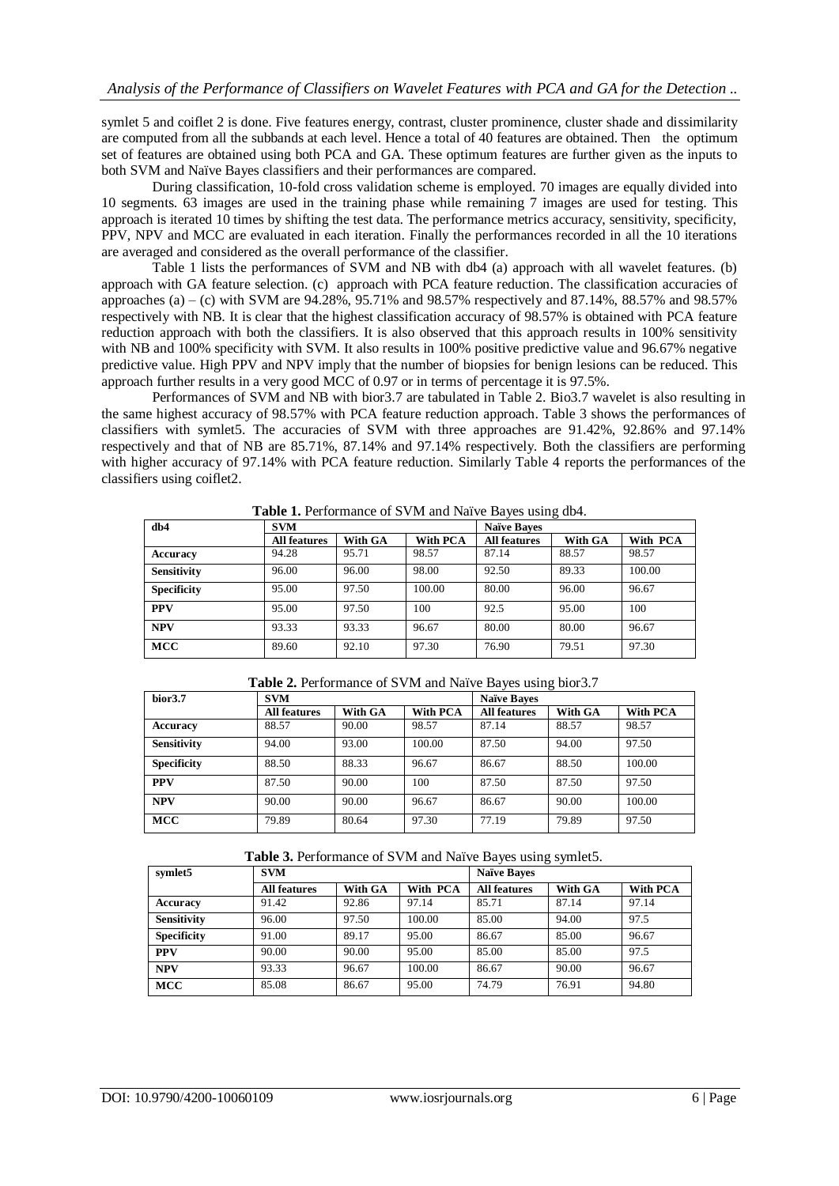symlet 5 and coiflet 2 is done. Five features energy, contrast, cluster prominence, cluster shade and dissimilarity are computed from all the subbands at each level. Hence a total of 40 features are obtained. Then the optimum set of features are obtained using both PCA and GA. These optimum features are further given as the inputs to both SVM and Naïve Bayes classifiers and their performances are compared.

During classification, 10-fold cross validation scheme is employed. 70 images are equally divided into 10 segments. 63 images are used in the training phase while remaining 7 images are used for testing. This approach is iterated 10 times by shifting the test data. The performance metrics accuracy, sensitivity, specificity, PPV, NPV and MCC are evaluated in each iteration. Finally the performances recorded in all the 10 iterations are averaged and considered as the overall performance of the classifier.

Table 1 lists the performances of SVM and NB with db4 (a) approach with all wavelet features. (b) approach with GA feature selection. (c) approach with PCA feature reduction. The classification accuracies of approaches (a) – (c) with SVM are 94.28%, 95.71% and 98.57% respectively and 87.14%, 88.57% and 98.57% respectively with NB. It is clear that the highest classification accuracy of 98.57% is obtained with PCA feature reduction approach with both the classifiers. It is also observed that this approach results in 100% sensitivity with NB and 100% specificity with SVM. It also results in 100% positive predictive value and 96.67% negative predictive value. High PPV and NPV imply that the number of biopsies for benign lesions can be reduced. This approach further results in a very good MCC of 0.97 or in terms of percentage it is 97.5%.

Performances of SVM and NB with bior3.7 are tabulated in Table 2. Bio3.7 wavelet is also resulting in the same highest accuracy of 98.57% with PCA feature reduction approach. Table 3 shows the performances of classifiers with symlet5. The accuracies of SVM with three approaches are 91.42%, 92.86% and 97.14% respectively and that of NB are 85.71%, 87.14% and 97.14% respectively. Both the classifiers are performing with higher accuracy of 97.14% with PCA feature reduction. Similarly Table 4 reports the performances of the classifiers using coiflet2.

**Table 1.** Performance of SVM and Naïve Bayes using db4.

| db4 | SVM | | | Naïve Bayes | | |
|---|---|---|---|---|---|---|
| | All features | With GA | With PCA | All features | With GA | With PCA |
| **Accuracy** | 94.28 | 95.71 | 98.57 | 87.14 | 88.57 | 98.57 |
| **Sensitivity** | 96.00 | 96.00 | 98.00 | 92.50 | 89.33 | 100.00 |
| **Specificity** | 95.00 | 97.50 | 100.00 | 80.00 | 96.00 | 96.67 |
| **PPV** | 95.00 | 97.50 | 100 | 92.5 | 95.00 | 100 |
| **NPV** | 93.33 | 93.33 | 96.67 | 80.00 | 80.00 | 96.67 |
| **MCC** | 89.60 | 92.10 | 97.30 | 76.90 | 79.51 | 97.30 |

**Table 2.** Performance of SVM and Naïve Bayes using bior3.7

| bior3.7 | SVM | | | Naïve Bayes | | |
|---|---|---|---|---|---|---|
| | All features | With GA | With PCA | All features | With GA | With PCA |
| **Accuracy** | 88.57 | 90.00 | 98.57 | 87.14 | 88.57 | 98.57 |
| **Sensitivity** | 94.00 | 93.00 | 100.00 | 87.50 | 94.00 | 97.50 |
| **Specificity** | 88.50 | 88.33 | 96.67 | 86.67 | 88.50 | 100.00 |
| **PPV** | 87.50 | 90.00 | 100 | 87.50 | 87.50 | 97.50 |
| **NPV** | 90.00 | 90.00 | 96.67 | 86.67 | 90.00 | 100.00 |
| **MCC** | 79.89 | 80.64 | 97.30 | 77.19 | 79.89 | 97.50 |

**Table 3.** Performance of SVM and Naïve Bayes using symlet5.

| symlet5 | SVM | | | Naïve Bayes | | |
|---|---|---|---|---|---|---|
| | All features | With GA | With PCA | All features | With GA | With PCA |
| **Accuracy** | 91.42 | 92.86 | 97.14 | 85.71 | 87.14 | 97.14 |
| **Sensitivity** | 96.00 | 97.50 | 100.00 | 85.00 | 94.00 | 97.5 |
| **Specificity** | 91.00 | 89.17 | 95.00 | 86.67 | 85.00 | 96.67 |
| **PPV** | 90.00 | 90.00 | 95.00 | 85.00 | 85.00 | 97.5 |
| **NPV** | 93.33 | 96.67 | 100.00 | 86.67 | 90.00 | 96.67 |
| **MCC** | 85.08 | 86.67 | 95.00 | 74.79 | 76.91 | 94.80 |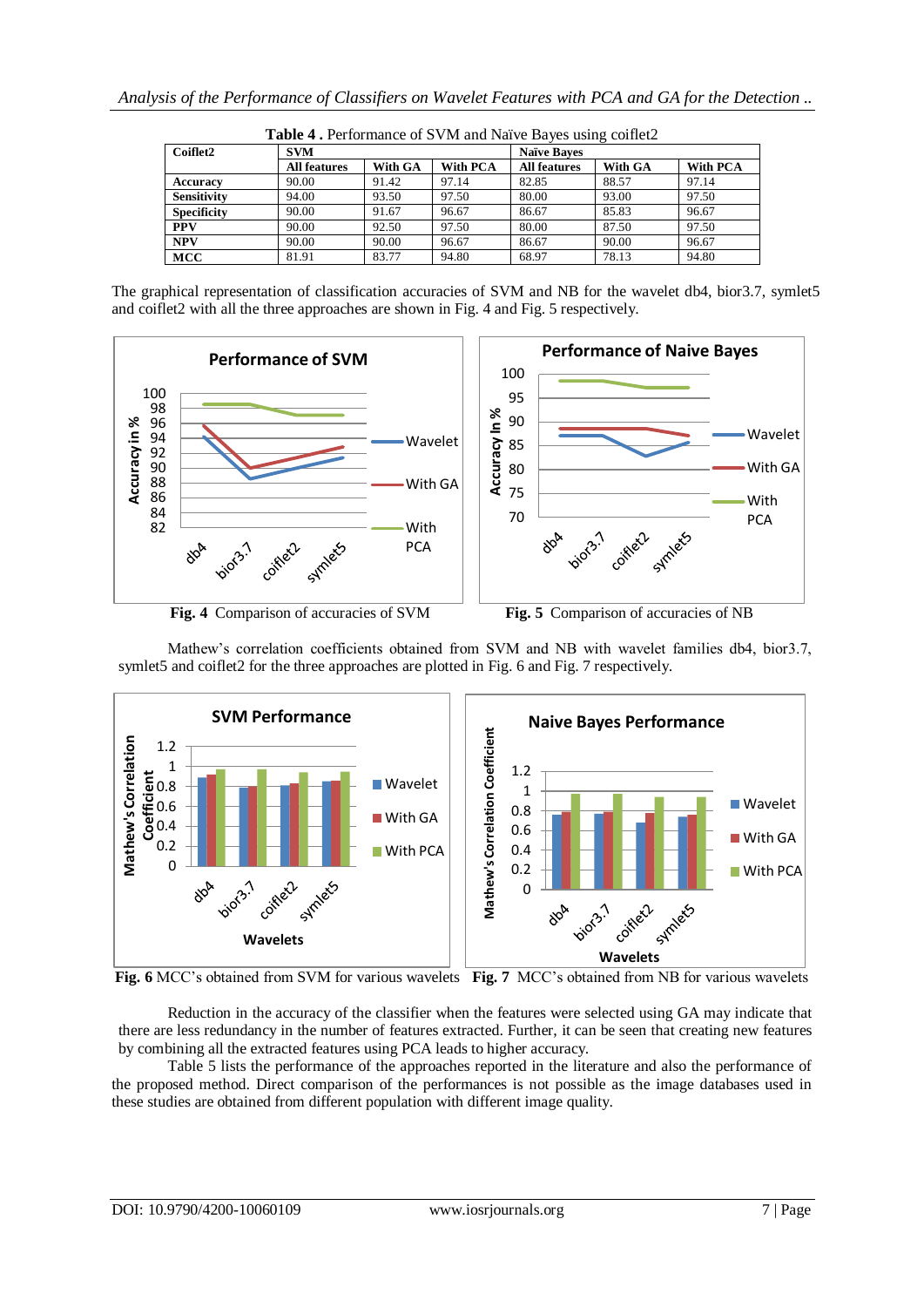**Table 4 .** Performance of SVM and Naïve Bayes using coiflet2

| Coiflet2 | SVM | | | Naïve Bayes | | |
|---|---|---|---|---|---|---|
| | All features | With GA | With PCA | All features | With GA | With PCA |
| **Accuracy** | 90.00 | 91.42 | 97.14 | 82.85 | 88.57 | 97.14 |
| **Sensitivity** | 94.00 | 93.50 | 97.50 | 80.00 | 93.00 | 97.50 |
| **Specificity** | 90.00 | 91.67 | 96.67 | 86.67 | 85.83 | 96.67 |
| **PPV** | 90.00 | 92.50 | 97.50 | 80.00 | 87.50 | 97.50 |
| **NPV** | 90.00 | 90.00 | 96.67 | 86.67 | 90.00 | 96.67 |
| **MCC** | 81.91 | 83.77 | 94.80 | 68.97 | 78.13 | 94.80 |

The graphical representation of classification accuracies of SVM and NB for the wavelet db4, bior3.7, symlet5 and coiflet2 with all the three approaches are shown in Fig. 4 and Fig. 5 respectively.

**Fig. 4** Comparison of accuracies of SVM

**Fig. 5** Comparison of accuracies of NB

Mathew's correlation coefficients obtained from SVM and NB with wavelet families db4, bior3.7, symlet5 and coiflet2 for the three approaches are plotted in Fig. 6 and Fig. 7 respectively.

**Fig. 6** MCC's obtained from SVM for various wavelets

**Fig. 7** MCC's obtained from NB for various wavelets

Reduction in the accuracy of the classifier when the features were selected using GA may indicate that there are less redundancy in the number of features extracted. Further, it can be seen that creating new features by combining all the extracted features using PCA leads to higher accuracy.

Table 5 lists the performance of the approaches reported in the literature and also the performance of the proposed method. Direct comparison of the performances is not possible as the image databases used in these studies are obtained from different population with different image quality.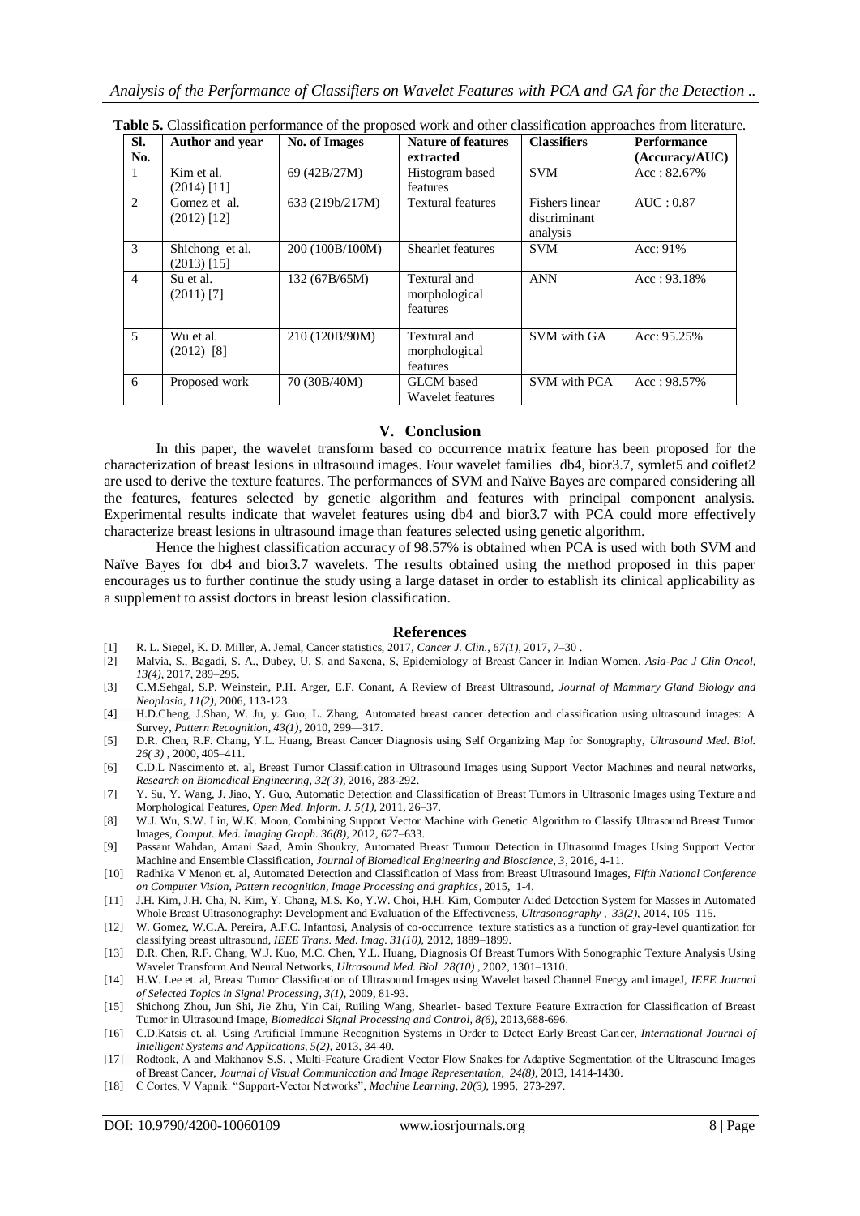**Table 5.** Classification performance of the proposed work and other classification approaches from literature.

| Sl. No. | Author and year | No. of Images | Nature of features extracted | Classifiers | Performance (Accuracy/AUC) |
|---|---|---|---|---|---|
| 1 | Kim et al. (2014) [11] | 69 (42B/27M) | Histogram based features | SVM | Acc : 82.67% |
| 2 | Gomez et al. (2012) [12] | 633 (219b/217M) | Textural features | Fishers linear discriminant analysis | AUC : 0.87 |
| 3 | Shichong et al. (2013) [15] | 200 (100B/100M) | Shearlet features | SVM | Acc: 91% |
| 4 | Su et al. (2011) [7] | 132 (67B/65M) | Textural and morphological features | ANN | Acc : 93.18% |
| 5 | Wu et al. (2012) [8] | 210 (120B/90M) | Textural and morphological features | SVM with GA | Acc: 95.25% |
| 6 | Proposed work | 70 (30B/40M) | GLCM based Wavelet features | SVM with PCA | Acc : 98.57% |

## V. Conclusion

In this paper, the wavelet transform based co occurrence matrix feature has been proposed for the characterization of breast lesions in ultrasound images. Four wavelet families db4, bior3.7, symlet5 and coiflet2 are used to derive the texture features. The performances of SVM and Naïve Bayes are compared considering all the features, features selected by genetic algorithm and features with principal component analysis. Experimental results indicate that wavelet features using db4 and bior3.7 with PCA could more effectively characterize breast lesions in ultrasound image than features selected using genetic algorithm.

Hence the highest classification accuracy of 98.57% is obtained when PCA is used with both SVM and Naïve Bayes for db4 and bior3.7 wavelets. The results obtained using the method proposed in this paper encourages us to further continue the study using a large dataset in order to establish its clinical applicability as a supplement to assist doctors in breast lesion classification.

## References

[1] R. L. Siegel, K. D. Miller, A. Jemal, Cancer statistics, 2017, *Cancer J. Clin., 67(1)*, 2017, 7–30 .

[2] Malvia, S., Bagadi, S. A., Dubey, U. S. and Saxena, S, Epidemiology of Breast Cancer in Indian Women, *Asia-Pac J Clin Oncol, 13(4)*, 2017, 289–295.

[3] C.M.Sehgal, S.P. Weinstein, P.H. Arger, E.F. Conant, A Review of Breast Ultrasound, *Journal of Mammary Gland Biology and Neoplasia, 11(2)*, 2006, 113-123.

[4] H.D.Cheng, J.Shan, W. Ju, y. Guo, L. Zhang, Automated breast cancer detection and classification using ultrasound images: A Survey, *Pattern Recognition, 43(1)*, 2010, 299—317.

[5] D.R. Chen, R.F. Chang, Y.L. Huang, Breast Cancer Diagnosis using Self Organizing Map for Sonography, *Ultrasound Med. Biol. 26( 3)* , 2000, 405–411.

[6] C.D.L Nascimento et. al, Breast Tumor Classification in Ultrasound Images using Support Vector Machines and neural networks, *Research on Biomedical Engineering, 32( 3)*, 2016, 283-292.

[7] Y. Su, Y. Wang, J. Jiao, Y. Guo, Automatic Detection and Classification of Breast Tumors in Ultrasonic Images using Texture and Morphological Features, *Open Med. Inform. J. 5(1)*, 2011, 26–37.

[8] W.J. Wu, S.W. Lin, W.K. Moon, Combining Support Vector Machine with Genetic Algorithm to Classify Ultrasound Breast Tumor Images, *Comput. Med. Imaging Graph. 36(8)*, 2012, 627–633.

[9] Passant Wahdan, Amani Saad, Amin Shoukry, Automated Breast Tumour Detection in Ultrasound Images Using Support Vector Machine and Ensemble Classification, *Journal of Biomedical Engineering and Bioscience, 3*, 2016, 4-11.

[10] Radhika V Menon et. al, Automated Detection and Classification of Mass from Breast Ultrasound Images, *Fifth National Conference on Computer Vision, Pattern recognition, Image Processing and graphics*, 2015, 1-4.

[11] J.H. Kim, J.H. Cha, N. Kim, Y. Chang, M.S. Ko, Y.W. Choi, H.H. Kim, Computer Aided Detection System for Masses in Automated Whole Breast Ultrasonography: Development and Evaluation of the Effectiveness, *Ultrasonography , 33(2)*, 2014, 105–115.

[12] W. Gomez, W.C.A. Pereira, A.F.C. Infantosi, Analysis of co-occurrence texture statistics as a function of gray-level quantization for classifying breast ultrasound, *IEEE Trans. Med. Imag. 31(10)*, 2012, 1889–1899.

[13] D.R. Chen, R.F. Chang, W.J. Kuo, M.C. Chen, Y.L. Huang, Diagnosis Of Breast Tumors With Sonographic Texture Analysis Using Wavelet Transform And Neural Networks, *Ultrasound Med. Biol. 28(10)* , 2002, 1301–1310.

[14] H.W. Lee et. al, Breast Tumor Classification of Ultrasound Images using Wavelet based Channel Energy and imageJ, *IEEE Journal of Selected Topics in Signal Processing, 3(1)*, 2009, 81-93.

[15] Shichong Zhou, Jun Shi, Jie Zhu, Yin Cai, Ruiling Wang, Shearlet- based Texture Feature Extraction for Classification of Breast Tumor in Ultrasound Image, *Biomedical Signal Processing and Control, 8(6)*, 2013,688-696.

[16] C.D.Katsis et. al, Using Artificial Immune Recognition Systems in Order to Detect Early Breast Cancer, *International Journal of Intelligent Systems and Applications, 5(2)*, 2013, 34-40.

[17] Rodtook, A and Makhanov S.S. , Multi-Feature Gradient Vector Flow Snakes for Adaptive Segmentation of the Ultrasound Images of Breast Cancer, *Journal of Visual Communication and Image Representation, 24(8)*, 2013, 1414-1430.

[18] C Cortes, V Vapnik. "Support-Vector Networks", *Machine Learning, 20(3)*, 1995, 273-297.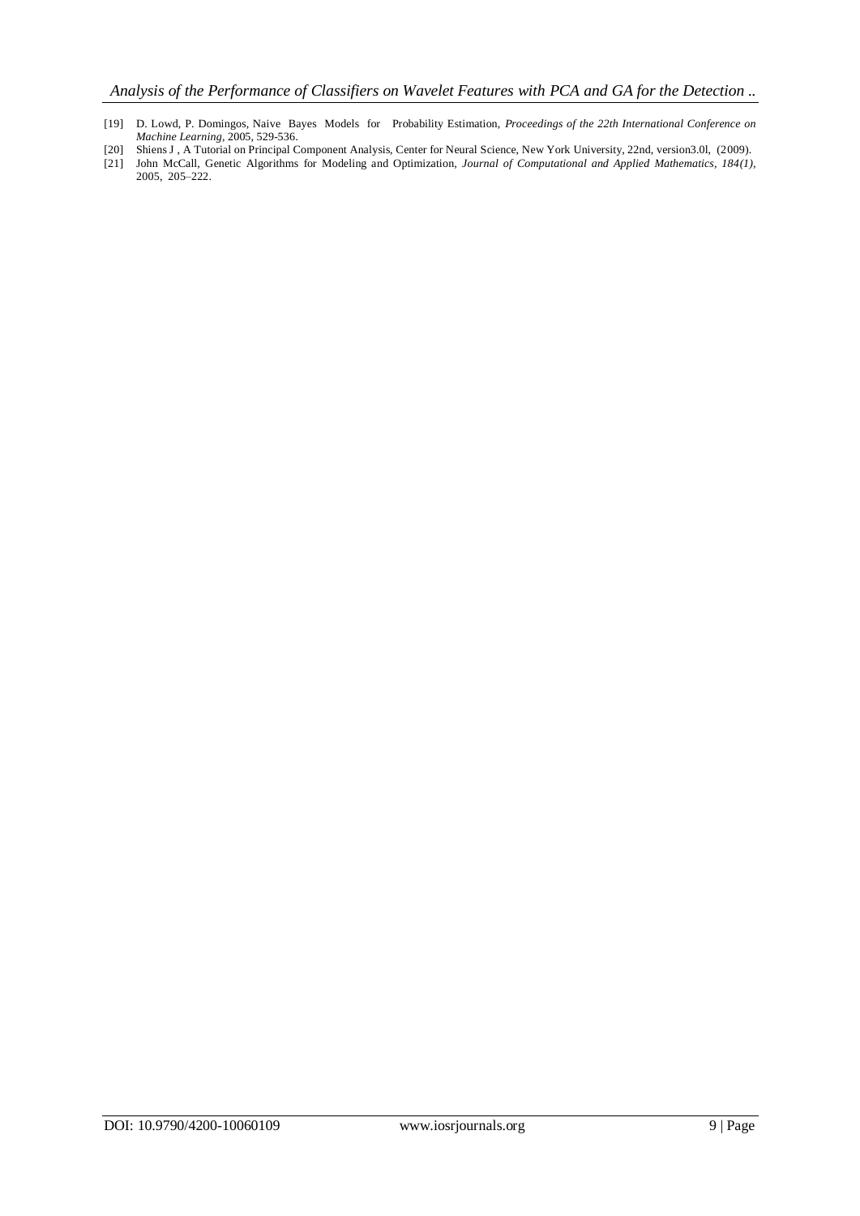[19] D. Lowd, P. Domingos, Naive Bayes Models for Probability Estimation, *Proceedings of the 22th International Conference on Machine Learning*, 2005, 529-536.

[20] Shiens J , A Tutorial on Principal Component Analysis, Center for Neural Science, New York University, 22nd, version3.0l, (2009).

[21] John McCall, Genetic Algorithms for Modeling and Optimization, *Journal of Computational and Applied Mathematics, 184(1)*, 2005, 205–222.